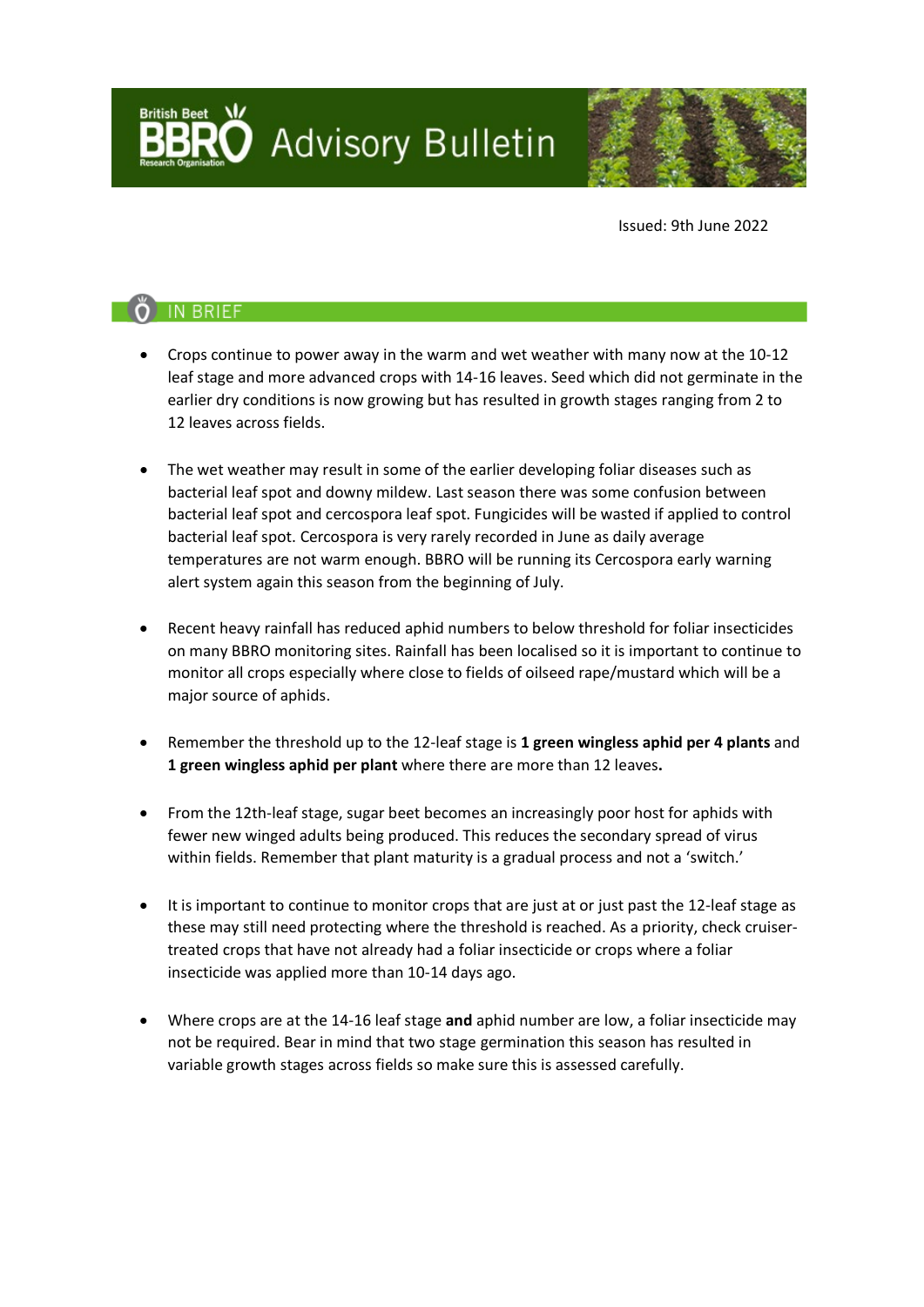# BBRO Advisory Bulletin

Issued: 9th June 2022

## IN BRIEF

- Crops continue to power away in the warm and wet weather with many now at the 10-12 leaf stage and more advanced crops with 14-16 leaves. Seed which did not germinate in the earlier dry conditions is now growing but has resulted in growth stages ranging from 2 to 12 leaves across fields.

- The wet weather may result in some of the earlier developing foliar diseases such as bacterial leaf spot and downy mildew. Last season there was some confusion between bacterial leaf spot and cercospora leaf spot. Fungicides will be wasted if applied to control bacterial leaf spot. Cercospora is very rarely recorded in June as daily average temperatures are not warm enough. BBRO will be running its Cercospora early warning alert system again this season from the beginning of July.

- Recent heavy rainfall has reduced aphid numbers to below threshold for foliar insecticides on many BBRO monitoring sites. Rainfall has been localised so it is important to continue to monitor all crops especially where close to fields of oilseed rape/mustard which will be a major source of aphids.

- Remember the threshold up to the 12-leaf stage is **1 green wingless aphid per 4 plants** and **1 green wingless aphid per plant** where there are more than 12 leaves**.**

- From the 12th-leaf stage, sugar beet becomes an increasingly poor host for aphids with fewer new winged adults being produced. This reduces the secondary spread of virus within fields. Remember that plant maturity is a gradual process and not a 'switch.'

- It is important to continue to monitor crops that are just at or just past the 12-leaf stage as these may still need protecting where the threshold is reached. As a priority, check cruiser-treated crops that have not already had a foliar insecticide or crops where a foliar insecticide was applied more than 10-14 days ago.

- Where crops are at the 14-16 leaf stage **and** aphid number are low, a foliar insecticide may not be required. Bear in mind that two stage germination this season has resulted in variable growth stages across fields so make sure this is assessed carefully.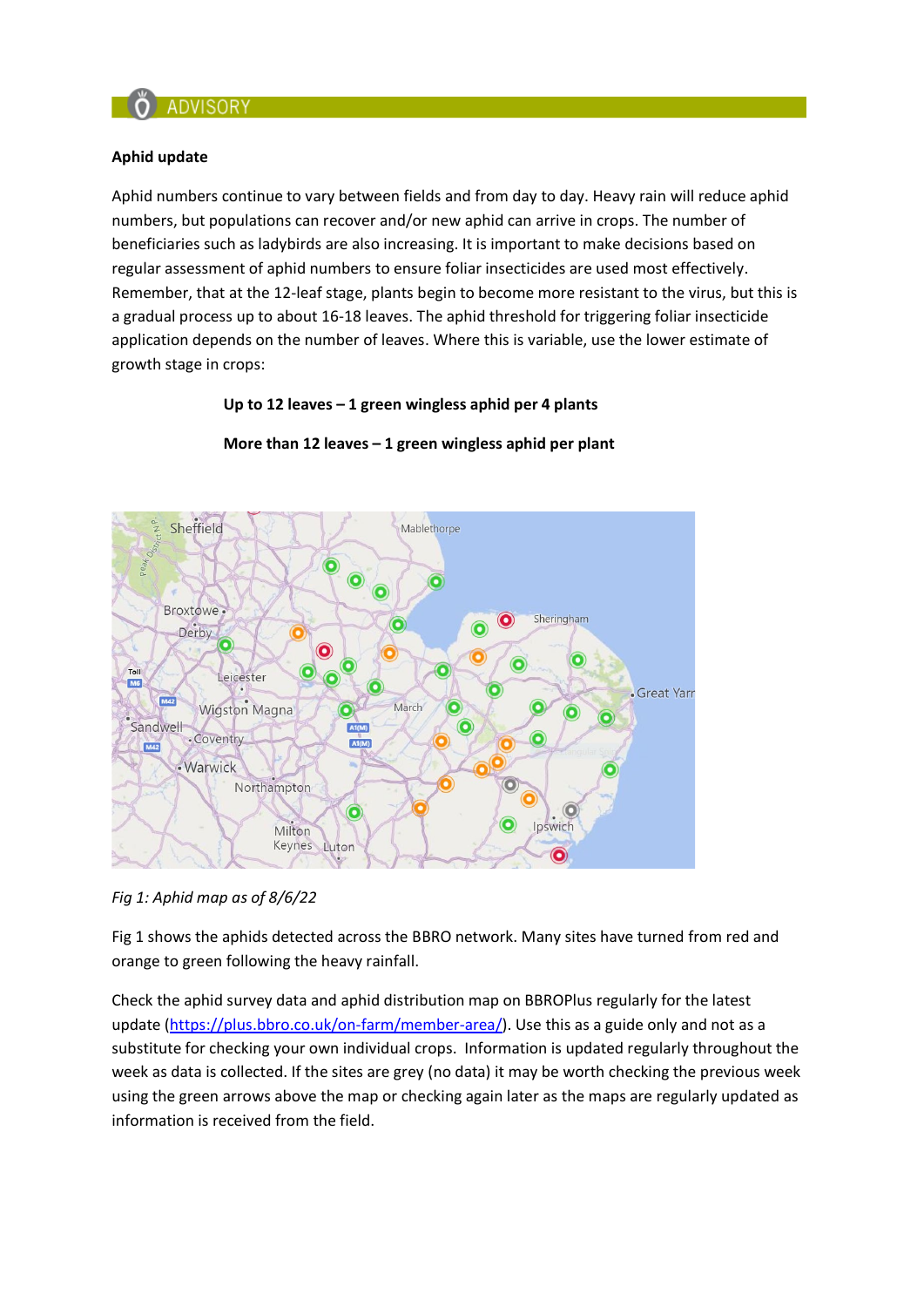## ADVISORY

**Aphid update**

Aphid numbers continue to vary between fields and from day to day. Heavy rain will reduce aphid numbers, but populations can recover and/or new aphid can arrive in crops. The number of beneficiaries such as ladybirds are also increasing. It is important to make decisions based on regular assessment of aphid numbers to ensure foliar insecticides are used most effectively. Remember, that at the 12-leaf stage, plants begin to become more resistant to the virus, but this is a gradual process up to about 16-18 leaves. The aphid threshold for triggering foliar insecticide application depends on the number of leaves. Where this is variable, use the lower estimate of growth stage in crops:

**Up to 12 leaves – 1 green wingless aphid per 4 plants**

**More than 12 leaves – 1 green wingless aphid per plant**

*Fig 1: Aphid map as of 8/6/22*

Fig 1 shows the aphids detected across the BBRO network. Many sites have turned from red and orange to green following the heavy rainfall.

Check the aphid survey data and aphid distribution map on BBROPlus regularly for the latest update (https://plus.bbro.co.uk/on-farm/member-area/). Use this as a guide only and not as a substitute for checking your own individual crops. Information is updated regularly throughout the week as data is collected. If the sites are grey (no data) it may be worth checking the previous week using the green arrows above the map or checking again later as the maps are regularly updated as information is received from the field.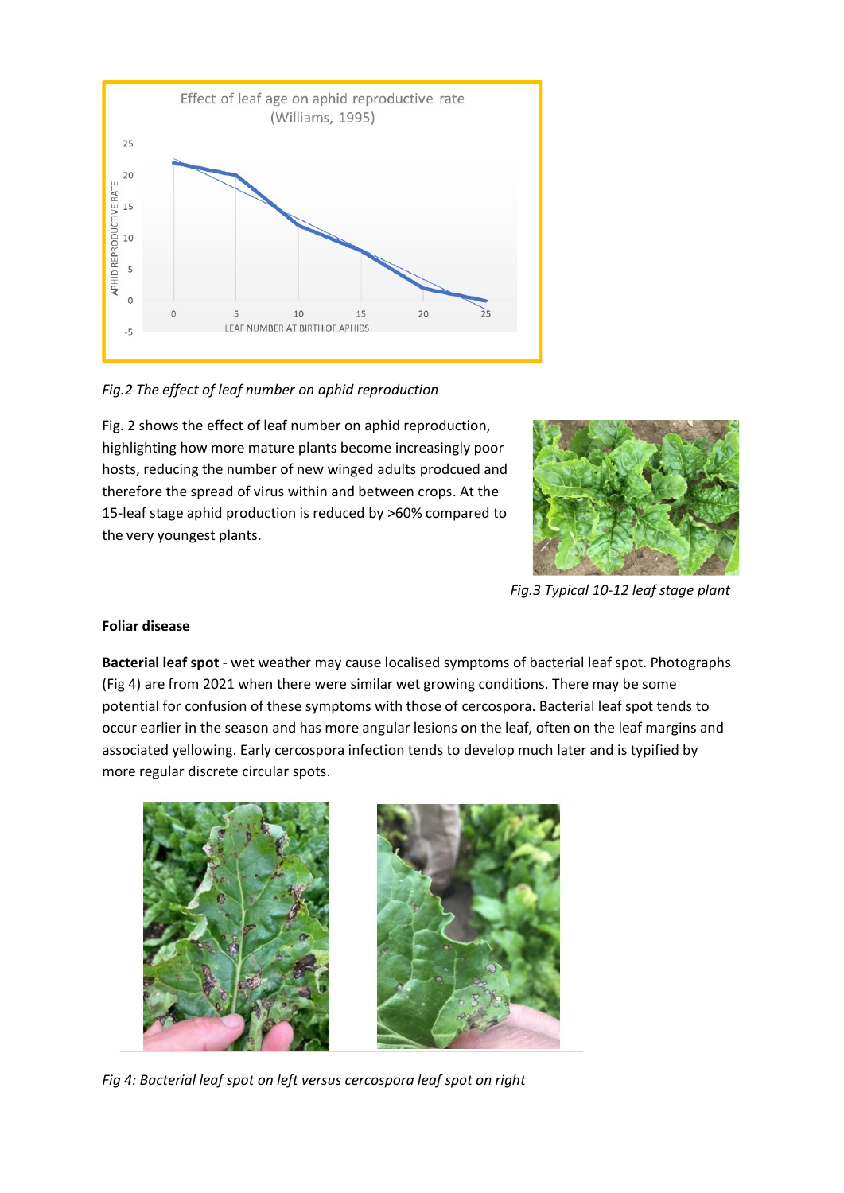*Fig.2 The effect of leaf number on aphid reproduction*

Fig. 2 shows the effect of leaf number on aphid reproduction, highlighting how more mature plants become increasingly poor hosts, reducing the number of new winged adults prodcued and therefore the spread of virus within and between crops. At the 15-leaf stage aphid production is reduced by >60% compared to the very youngest plants.

*Fig.3 Typical 10-12 leaf stage plant*

**Foliar disease**

**Bacterial leaf spot** - wet weather may cause localised symptoms of bacterial leaf spot. Photographs (Fig 4) are from 2021 when there were similar wet growing conditions. There may be some potential for confusion of these symptoms with those of cercospora. Bacterial leaf spot tends to occur earlier in the season and has more angular lesions on the leaf, often on the leaf margins and associated yellowing. Early cercospora infection tends to develop much later and is typified by more regular discrete circular spots.

*Fig 4: Bacterial leaf spot on left versus cercospora leaf spot on right*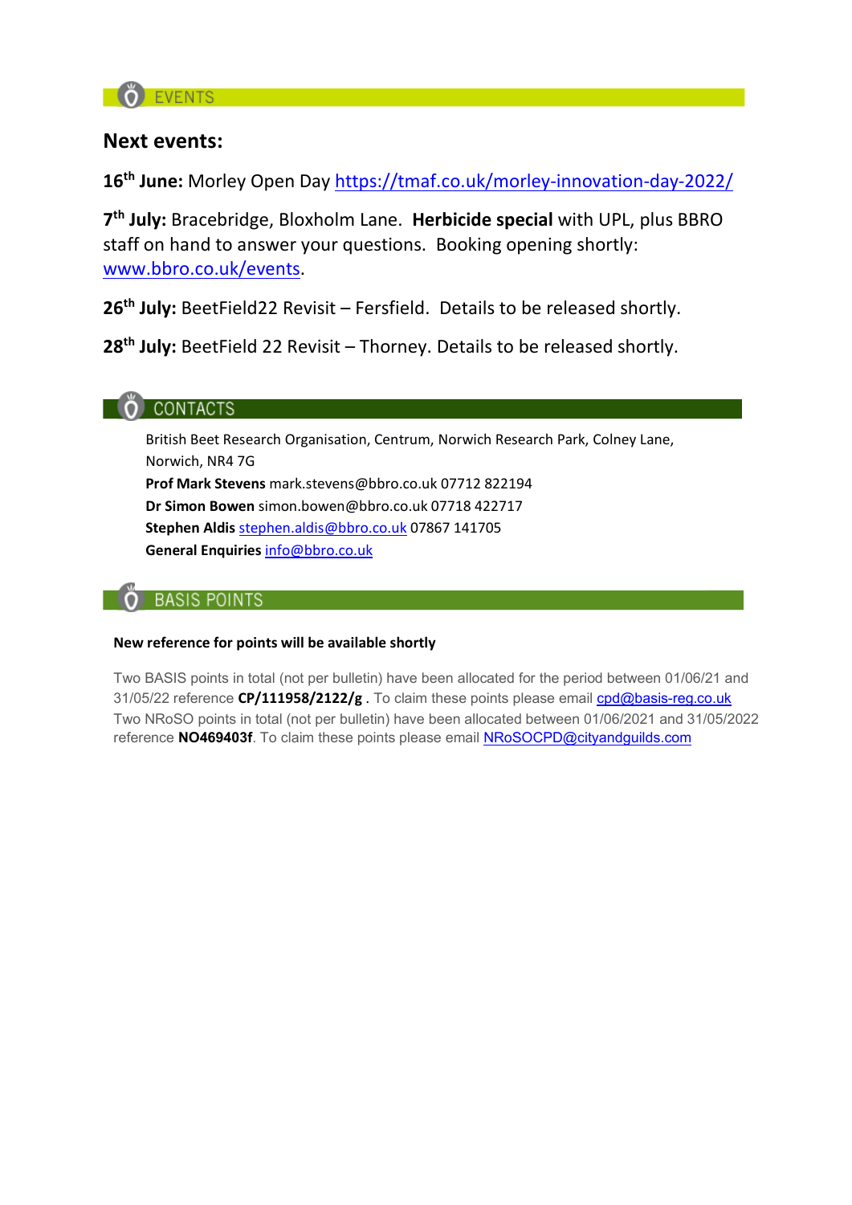## EVENTS

### Next events:

**16th June:** Morley Open Day https://tmaf.co.uk/morley-innovation-day-2022/

**7th July:** Bracebridge, Bloxholm Lane. **Herbicide special** with UPL, plus BBRO staff on hand to answer your questions. Booking opening shortly: www.bbro.co.uk/events.

**26th July:** BeetField22 Revisit – Fersfield. Details to be released shortly.

**28th July:** BeetField 22 Revisit – Thorney. Details to be released shortly.

## CONTACTS

British Beet Research Organisation, Centrum, Norwich Research Park, Colney Lane, Norwich, NR4 7G
**Prof Mark Stevens** mark.stevens@bbro.co.uk 07712 822194
**Dr Simon Bowen** simon.bowen@bbro.co.uk 07718 422717
**Stephen Aldis** stephen.aldis@bbro.co.uk 07867 141705
**General Enquiries** info@bbro.co.uk

## BASIS POINTS

**New reference for points will be available shortly**

Two BASIS points in total (not per bulletin) have been allocated for the period between 01/06/21 and 31/05/22 reference **CP/111958/2122/g** . To claim these points please email cpd@basis-reg.co.uk
Two NRoSO points in total (not per bulletin) have been allocated between 01/06/2021 and 31/05/2022 reference **NO469403f**. To claim these points please email NRoSOCPD@cityandguilds.com